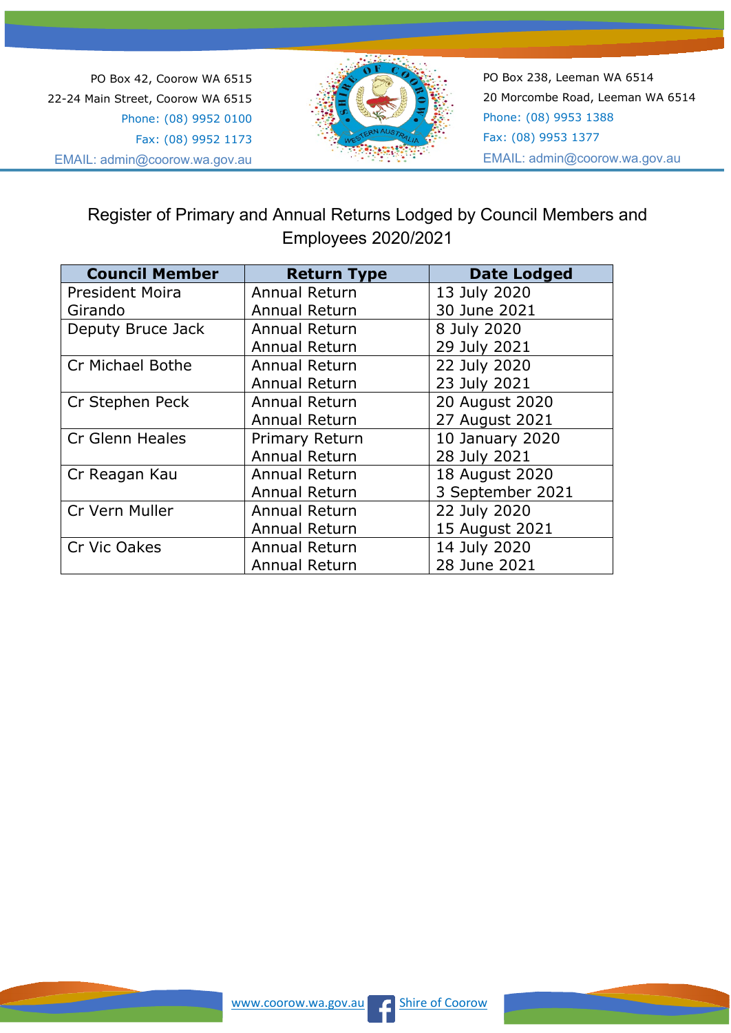PO Box 42, Coorow WA 6515
22-24 Main Street, Coorow WA 6515
Phone: (08) 9952 0100
Fax: (08) 9952 1173
EMAIL: admin@coorow.wa.gov.au

PO Box 238, Leeman WA 6514
20 Morcombe Road, Leeman WA 6514
Phone: (08) 9953 1388
Fax: (08) 9953 1377
EMAIL: admin@coorow.wa.gov.au

# Register of Primary and Annual Returns Lodged by Council Members and Employees 2020/2021

| Council Member | Return Type | Date Lodged |
|---|---|---|
| President Moira Girando | Annual Return<br>Annual Return | 13 July 2020<br>30 June 2021 |
| Deputy Bruce Jack | Annual Return<br>Annual Return | 8 July 2020<br>29 July 2021 |
| Cr Michael Bothe | Annual Return<br>Annual Return | 22 July 2020<br>23 July 2021 |
| Cr Stephen Peck | Annual Return<br>Annual Return | 20 August 2020<br>27 August 2021 |
| Cr Glenn Heales | Primary Return<br>Annual Return | 10 January 2020<br>28 July 2021 |
| Cr Reagan Kau | Annual Return<br>Annual Return | 18 August 2020<br>3 September 2021 |
| Cr Vern Muller | Annual Return<br>Annual Return | 22 July 2020<br>15 August 2021 |
| Cr Vic Oakes | Annual Return<br>Annual Return | 14 July 2020<br>28 June 2021 |

www.coorow.wa.gov.au Shire of Coorow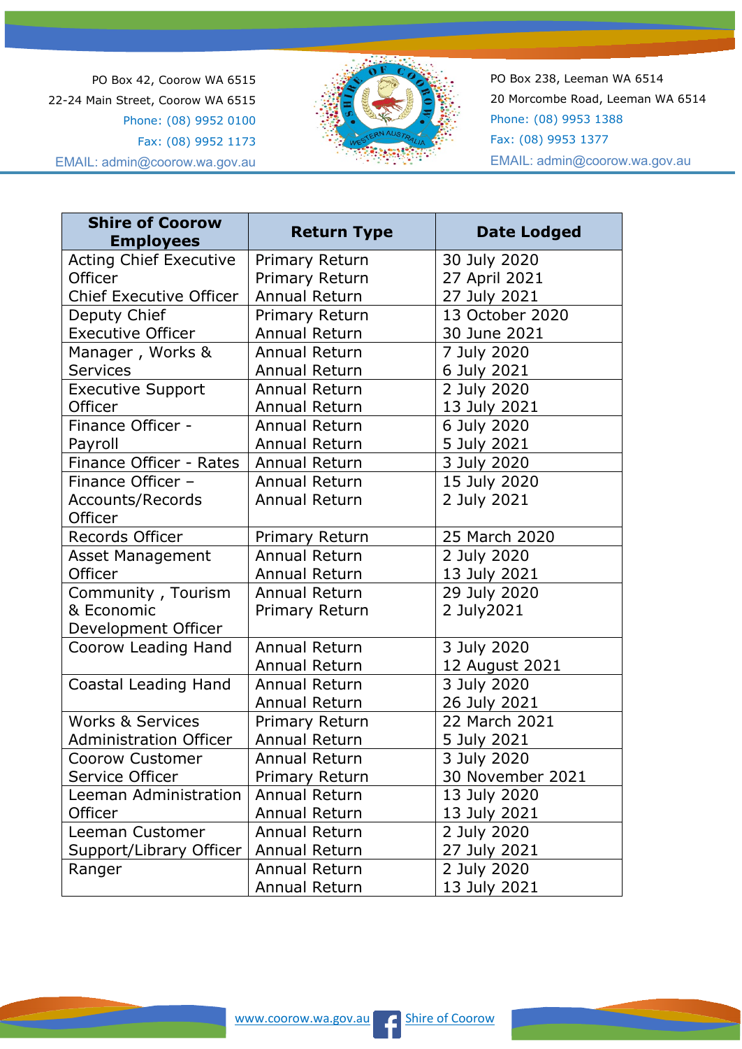PO Box 42, Coorow WA 6515
22-24 Main Street, Coorow WA 6515
Phone: (08) 9952 0100
Fax: (08) 9952 1173
EMAIL: admin@coorow.wa.gov.au

PO Box 238, Leeman WA 6514
20 Morcombe Road, Leeman WA 6514
Phone: (08) 9953 1388
Fax: (08) 9953 1377
EMAIL: admin@coorow.wa.gov.au

| Shire of Coorow Employees | Return Type | Date Lodged |
|---|---|---|
| Acting Chief Executive Officer<br>Chief Executive Officer | Primary Return<br>Primary Return<br>Annual Return | 30 July 2020<br>27 April 2021<br>27 July 2021 |
| Deputy Chief Executive Officer | Primary Return<br>Annual Return | 13 October 2020<br>30 June 2021 |
| Manager , Works & Services | Annual Return<br>Annual Return | 7 July 2020<br>6 July 2021 |
| Executive Support Officer | Annual Return<br>Annual Return | 2 July 2020<br>13 July 2021 |
| Finance Officer - Payroll | Annual Return<br>Annual Return | 6 July 2020<br>5 July 2021 |
| Finance Officer - Rates | Annual Return | 3 July 2020 |
| Finance Officer – Accounts/Records Officer | Annual Return<br>Annual Return | 15 July 2020<br>2 July 2021 |
| Records Officer | Primary Return | 25 March 2020 |
| Asset Management Officer | Annual Return<br>Annual Return | 2 July 2020<br>13 July 2021 |
| Community , Tourism & Economic Development Officer | Annual Return<br>Primary Return | 29 July 2020<br>2 July2021 |
| Coorow Leading Hand | Annual Return<br>Annual Return | 3 July 2020<br>12 August 2021 |
| Coastal Leading Hand | Annual Return<br>Annual Return | 3 July 2020<br>26 July 2021 |
| Works & Services Administration Officer | Primary Return<br>Annual Return | 22 March 2021<br>5 July 2021 |
| Coorow Customer Service Officer | Annual Return<br>Primary Return | 3 July 2020<br>30 November 2021 |
| Leeman Administration Officer | Annual Return<br>Annual Return | 13 July 2020<br>13 July 2021 |
| Leeman Customer Support/Library Officer | Annual Return<br>Annual Return | 2 July 2020<br>27 July 2021 |
| Ranger | Annual Return<br>Annual Return | 2 July 2020<br>13 July 2021 |

www.coorow.wa.gov.au Shire of Coorow